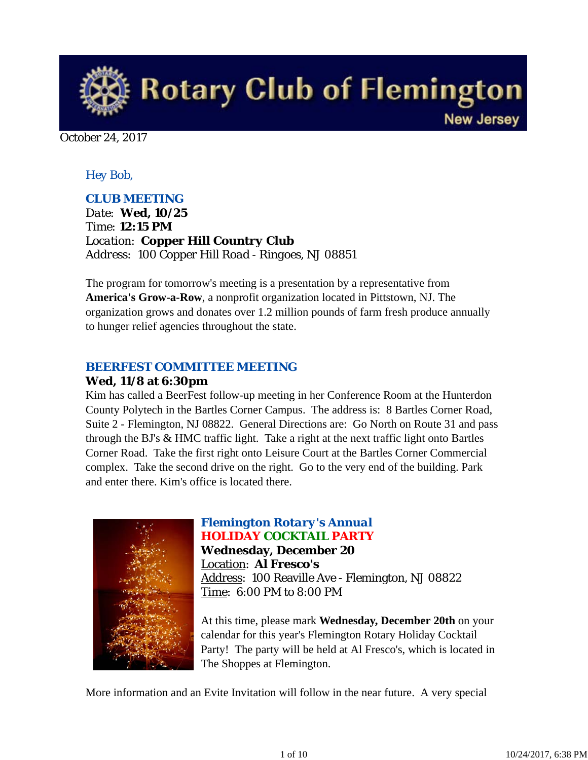# Rotary Club of Flemington

New Jersey

October 24, 2017

*Hey Bob,*

## CLUB MEETING

Date: **Wed, 10/25**
Time: **12:15 PM**
Location: **Copper Hill Country Club**
Address: 100 Copper Hill Road - Ringoes, NJ 08851

The program for tomorrow's meeting is a presentation by a representative from **America's Grow-a-Row**, a nonprofit organization located in Pittstown, NJ. The organization grows and donates over 1.2 million pounds of farm fresh produce annually to hunger relief agencies throughout the state.

## BEERFEST COMMITTEE MEETING

**Wed, 11/8 at 6:30pm**

Kim has called a BeerFest follow-up meeting in her Conference Room at the Hunterdon County Polytech in the Bartles Corner Campus. The address is: 8 Bartles Corner Road, Suite 2 - Flemington, NJ 08822. General Directions are: Go North on Route 31 and pass through the BJ's & HMC traffic light. Take a right at the next traffic light onto Bartles Corner Road. Take the first right onto Leisure Court at the Bartles Corner Commercial complex. Take the second drive on the right. Go to the very end of the building. Park and enter there. Kim's office is located there.

## *Flemington Rotary's Annual* HOLIDAY COCKTAIL PARTY

**Wednesday, December 20**
Location: **Al Fresco's**
Address: 100 Reaville Ave - Flemington, NJ 08822
Time: 6:00 PM to 8:00 PM

At this time, please mark **Wednesday, December 20th** on your calendar for this year's Flemington Rotary Holiday Cocktail Party! The party will be held at Al Fresco's, which is located in The Shoppes at Flemington.

More information and an Evite Invitation will follow in the near future. A very special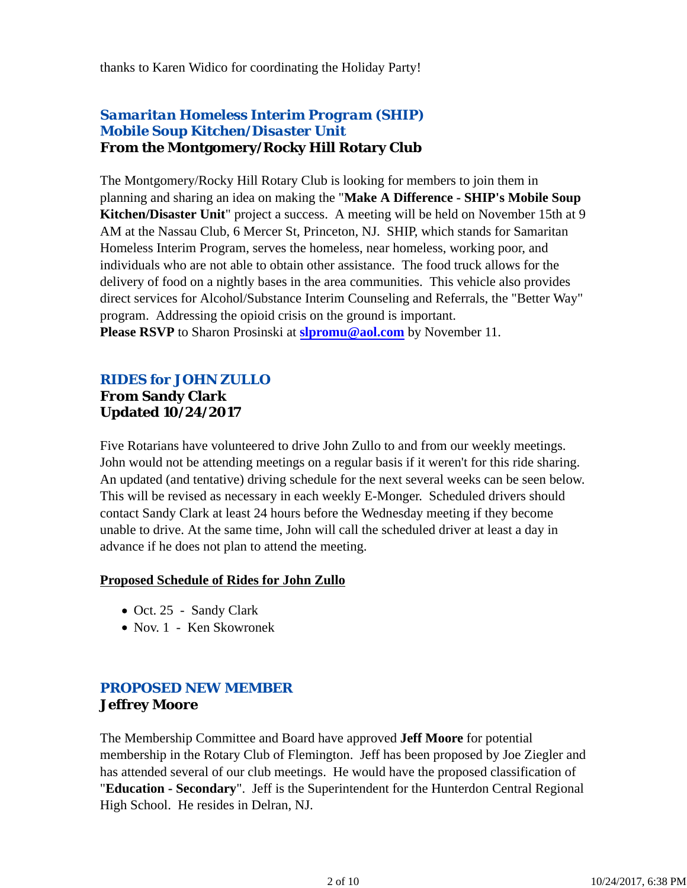thanks to Karen Widico for coordinating the Holiday Party!

## *Samaritan Homeless Interim Program (SHIP)*
## *Mobile Soup Kitchen/Disaster Unit*
### From the Montgomery/Rocky Hill Rotary Club

The Montgomery/Rocky Hill Rotary Club is looking for members to join them in planning and sharing an idea on making the "**Make A Difference - SHIP's Mobile Soup Kitchen/Disaster Unit**" project a success. A meeting will be held on November 15th at 9 AM at the Nassau Club, 6 Mercer St, Princeton, NJ. SHIP, which stands for Samaritan Homeless Interim Program, serves the homeless, near homeless, working poor, and individuals who are not able to obtain other assistance. The food truck allows for the delivery of food on a nightly bases in the area communities. This vehicle also provides direct services for Alcohol/Substance Interim Counseling and Referrals, the "Better Way" program. Addressing the opioid crisis on the ground is important.
**Please RSVP** to Sharon Prosinski at **slpromu@aol.com** by November 11.

## *RIDES for JOHN ZULLO*
### From Sandy Clark
### Updated 10/24/2017

Five Rotarians have volunteered to drive John Zullo to and from our weekly meetings. John would not be attending meetings on a regular basis if it weren't for this ride sharing. An updated (and tentative) driving schedule for the next several weeks can be seen below. This will be revised as necessary in each weekly E-Monger. Scheduled drivers should contact Sandy Clark at least 24 hours before the Wednesday meeting if they become unable to drive. At the same time, John will call the scheduled driver at least a day in advance if he does not plan to attend the meeting.

**Proposed Schedule of Rides for John Zullo**

- Oct. 25 - Sandy Clark
- Nov. 1 - Ken Skowronek

## *PROPOSED NEW MEMBER*
### Jeffrey Moore

The Membership Committee and Board have approved **Jeff Moore** for potential membership in the Rotary Club of Flemington. Jeff has been proposed by Joe Ziegler and has attended several of our club meetings. He would have the proposed classification of "**Education - Secondary**". Jeff is the Superintendent for the Hunterdon Central Regional High School. He resides in Delran, NJ.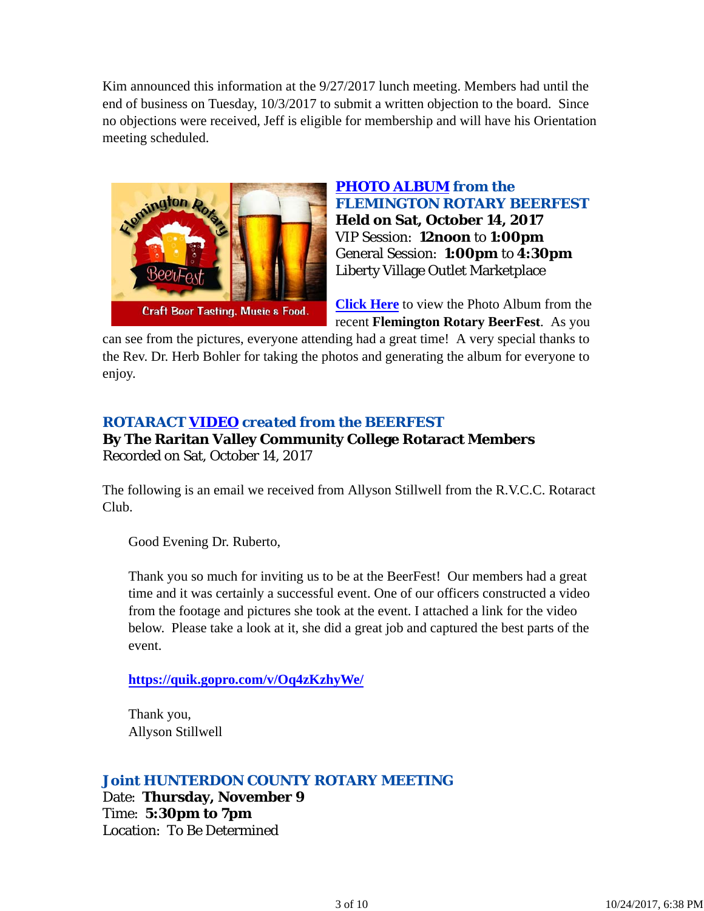Kim announced this information at the 9/27/2017 lunch meeting. Members had until the end of business on Tuesday, 10/3/2017 to submit a written objection to the board. Since no objections were received, Jeff is eligible for membership and will have his Orientation meeting scheduled.

### PHOTO ALBUM from the FLEMINGTON ROTARY BEERFEST

**Held on Sat, October 14, 2017**
VIP Session: **12noon** to **1:00pm**
General Session: **1:00pm** to **4:30pm**
Liberty Village Outlet Marketplace

**Click Here** to view the Photo Album from the recent **Flemington Rotary BeerFest**. As you can see from the pictures, everyone attending had a great time! A very special thanks to the Rev. Dr. Herb Bohler for taking the photos and generating the album for everyone to enjoy.

### *ROTARACT VIDEO created from the BEERFEST*

**By The Raritan Valley Community College Rotaract Members**
Recorded on Sat, October 14, 2017

The following is an email we received from Allyson Stillwell from the R.V.C.C. Rotaract Club.

> Good Evening Dr. Ruberto,
>
> Thank you so much for inviting us to be at the BeerFest! Our members had a great time and it was certainly a successful event. One of our officers constructed a video from the footage and pictures she took at the event. I attached a link for the video below. Please take a look at it, she did a great job and captured the best parts of the event.
>
> **https://quik.gopro.com/v/Oq4zKzhyWe/**
>
> Thank you,
> Allyson Stillwell

### *Joint HUNTERDON COUNTY ROTARY MEETING*

Date: **Thursday, November 9**
Time: **5:30pm to 7pm**
Location: To Be Determined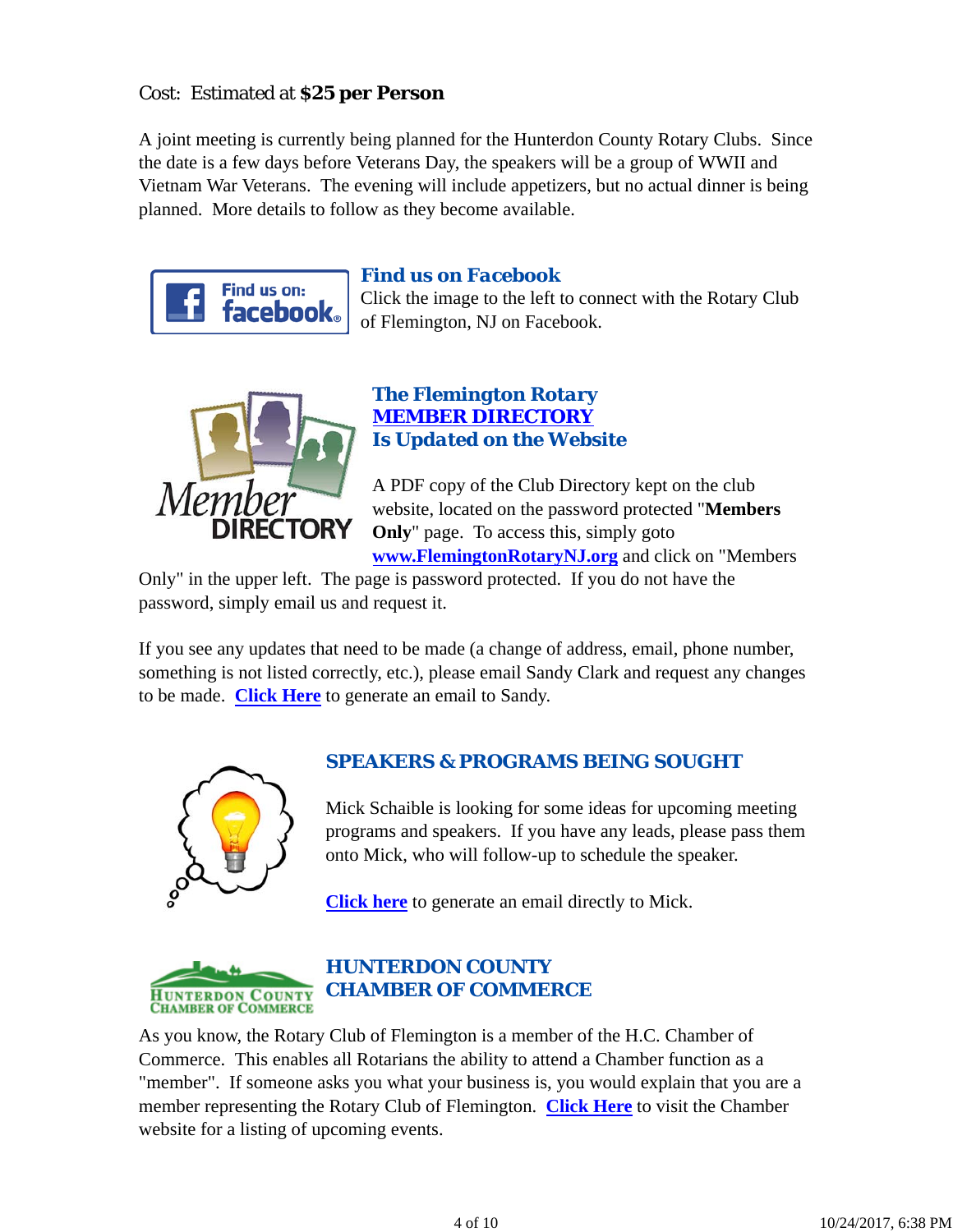Cost: Estimated at **$25 per Person**

A joint meeting is currently being planned for the Hunterdon County Rotary Clubs. Since the date is a few days before Veterans Day, the speakers will be a group of WWII and Vietnam War Veterans. The evening will include appetizers, but no actual dinner is being planned. More details to follow as they become available.

### *Find us on Facebook*

Click the image to the left to connect with the Rotary Club of Flemington, NJ on Facebook.

### The Flemington Rotary MEMBER DIRECTORY Is Updated on the Website

A PDF copy of the Club Directory kept on the club website, located on the password protected "**Members Only**" page. To access this, simply goto **www.FlemingtonRotaryNJ.org** and click on "Members Only" in the upper left. The page is password protected. If you do not have the password, simply email us and request it.

If you see any updates that need to be made (a change of address, email, phone number, something is not listed correctly, etc.), please email Sandy Clark and request any changes to be made. **Click Here** to generate an email to Sandy.

### SPEAKERS & PROGRAMS BEING SOUGHT

Mick Schaible is looking for some ideas for upcoming meeting programs and speakers. If you have any leads, please pass them onto Mick, who will follow-up to schedule the speaker.

**Click here** to generate an email directly to Mick.

### HUNTERDON COUNTY CHAMBER OF COMMERCE

As you know, the Rotary Club of Flemington is a member of the H.C. Chamber of Commerce. This enables all Rotarians the ability to attend a Chamber function as a "member". If someone asks you what your business is, you would explain that you are a member representing the Rotary Club of Flemington. **Click Here** to visit the Chamber website for a listing of upcoming events.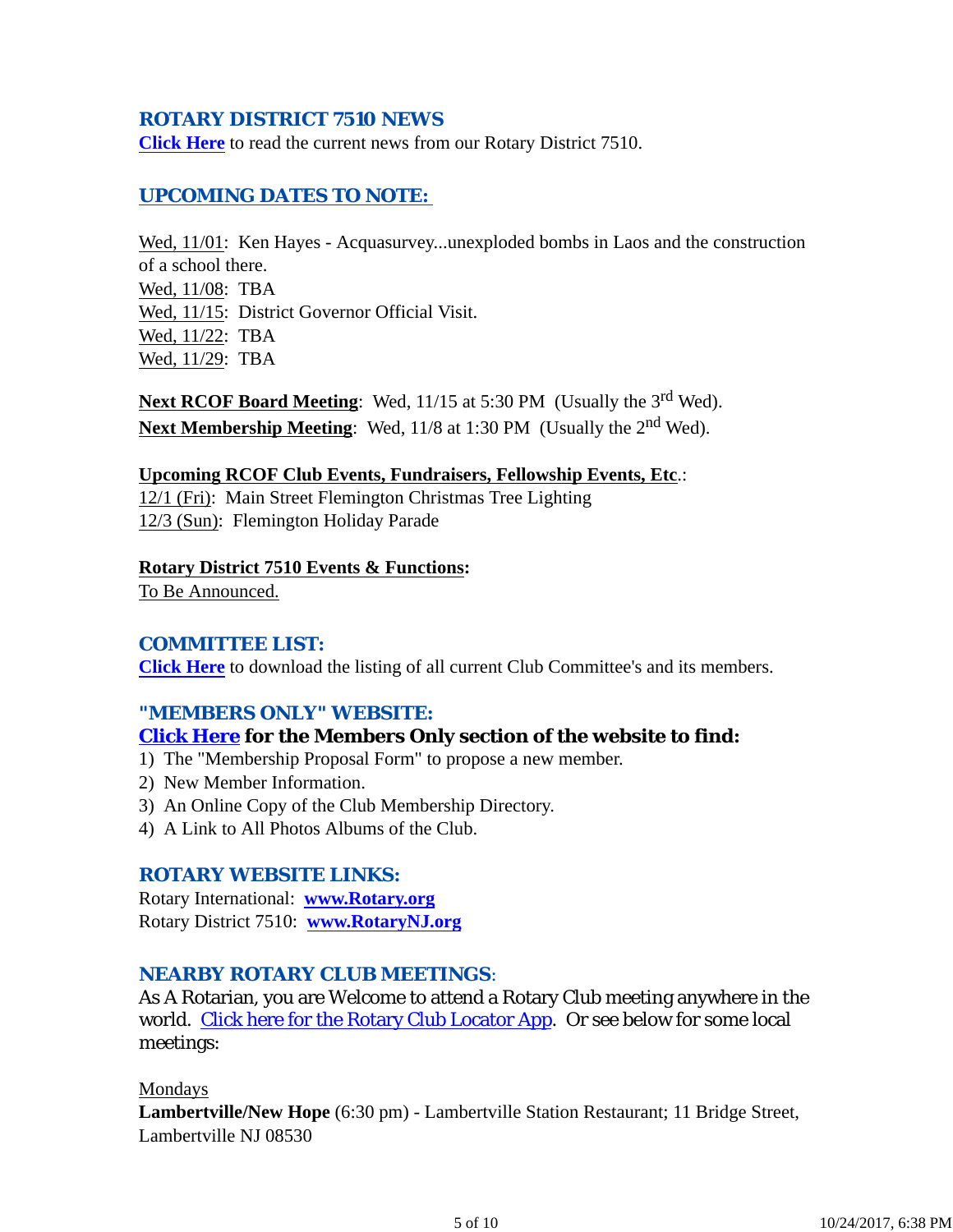## ROTARY DISTRICT 7510 NEWS

**Click Here** to read the current news from our Rotary District 7510.

## UPCOMING DATES TO NOTE:

Wed, 11/01: Ken Hayes - Acquasurvey...unexploded bombs in Laos and the construction of a school there.
Wed, 11/08: TBA
Wed, 11/15: District Governor Official Visit.
Wed, 11/22: TBA
Wed, 11/29: TBA

**Next RCOF Board Meeting**: Wed, 11/15 at 5:30 PM (Usually the 3rd Wed).
**Next Membership Meeting**: Wed, 11/8 at 1:30 PM (Usually the 2nd Wed).

**Upcoming RCOF Club Events, Fundraisers, Fellowship Events, Etc.**:
12/1 (Fri): Main Street Flemington Christmas Tree Lighting
12/3 (Sun): Flemington Holiday Parade

**Rotary District 7510 Events & Functions:**
To Be Announced.

## COMMITTEE LIST:

**Click Here** to download the listing of all current Club Committee's and its members.

## "MEMBERS ONLY" WEBSITE:

**Click Here for the Members Only section of the website to find:**

1) The "Membership Proposal Form" to propose a new member.
2) New Member Information.
3) An Online Copy of the Club Membership Directory.
4) A Link to All Photos Albums of the Club.

## ROTARY WEBSITE LINKS:

Rotary International: **www.Rotary.org**
Rotary District 7510: **www.RotaryNJ.org**

## NEARBY ROTARY CLUB MEETINGS:

As A Rotarian, you are Welcome to attend a Rotary Club meeting anywhere in the world. Click here for the Rotary Club Locator App. Or see below for some local meetings:

Mondays
**Lambertville/New Hope** (6:30 pm) - Lambertville Station Restaurant; 11 Bridge Street, Lambertville NJ 08530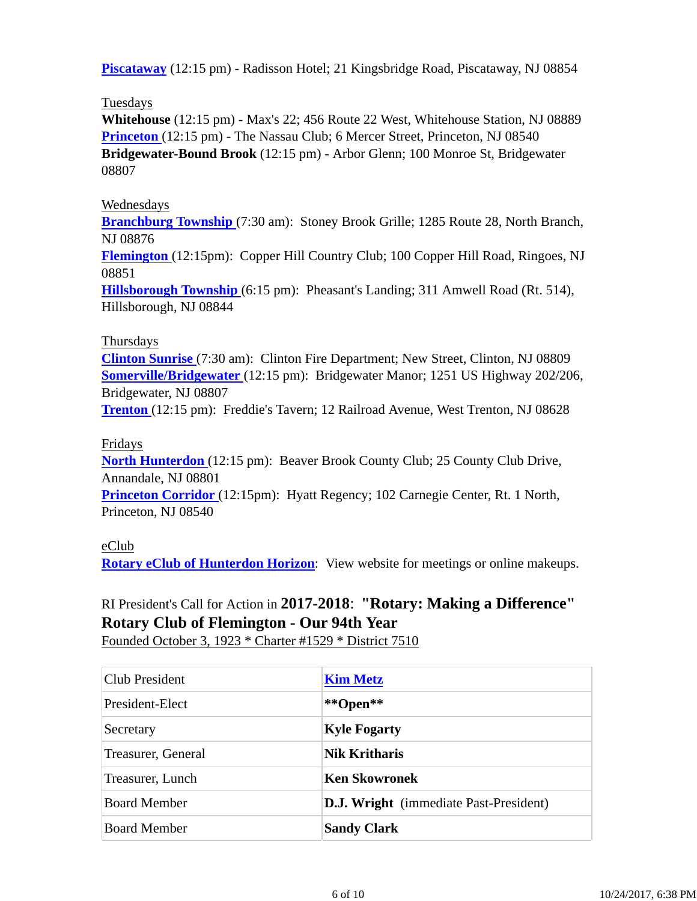**Piscataway** (12:15 pm) - Radisson Hotel; 21 Kingsbridge Road, Piscataway, NJ 08854

Tuesdays
**Whitehouse** (12:15 pm) - Max's 22; 456 Route 22 West, Whitehouse Station, NJ 08889
**Princeton** (12:15 pm) - The Nassau Club; 6 Mercer Street, Princeton, NJ 08540
**Bridgewater-Bound Brook** (12:15 pm) - Arbor Glenn; 100 Monroe St, Bridgewater 08807

Wednesdays
**Branchburg Township** (7:30 am): Stoney Brook Grille; 1285 Route 28, North Branch, NJ 08876
**Flemington** (12:15pm): Copper Hill Country Club; 100 Copper Hill Road, Ringoes, NJ 08851
**Hillsborough Township** (6:15 pm): Pheasant's Landing; 311 Amwell Road (Rt. 514), Hillsborough, NJ 08844

Thursdays
**Clinton Sunrise** (7:30 am): Clinton Fire Department; New Street, Clinton, NJ 08809
**Somerville/Bridgewater** (12:15 pm): Bridgewater Manor; 1251 US Highway 202/206, Bridgewater, NJ 08807
**Trenton** (12:15 pm): Freddie's Tavern; 12 Railroad Avenue, West Trenton, NJ 08628

Fridays
**North Hunterdon** (12:15 pm): Beaver Brook County Club; 25 County Club Drive, Annandale, NJ 08801
**Princeton Corridor** (12:15pm): Hyatt Regency; 102 Carnegie Center, Rt. 1 North, Princeton, NJ 08540

eClub
**Rotary eClub of Hunterdon Horizon**: View website for meetings or online makeups.

RI President's Call for Action in **2017-2018**: **"Rotary: Making a Difference"**
**Rotary Club of Flemington - Our 94th Year**
Founded October 3, 1923 * Charter #1529 * District 7510

| Club President | **Kim Metz** |
|---|---|
| President-Elect | **\*\*Open\*\*** |
| Secretary | **Kyle Fogarty** |
| Treasurer, General | **Nik Kritharis** |
| Treasurer, Lunch | **Ken Skowronek** |
| Board Member | **D.J. Wright** (immediate Past-President) |
| Board Member | **Sandy Clark** |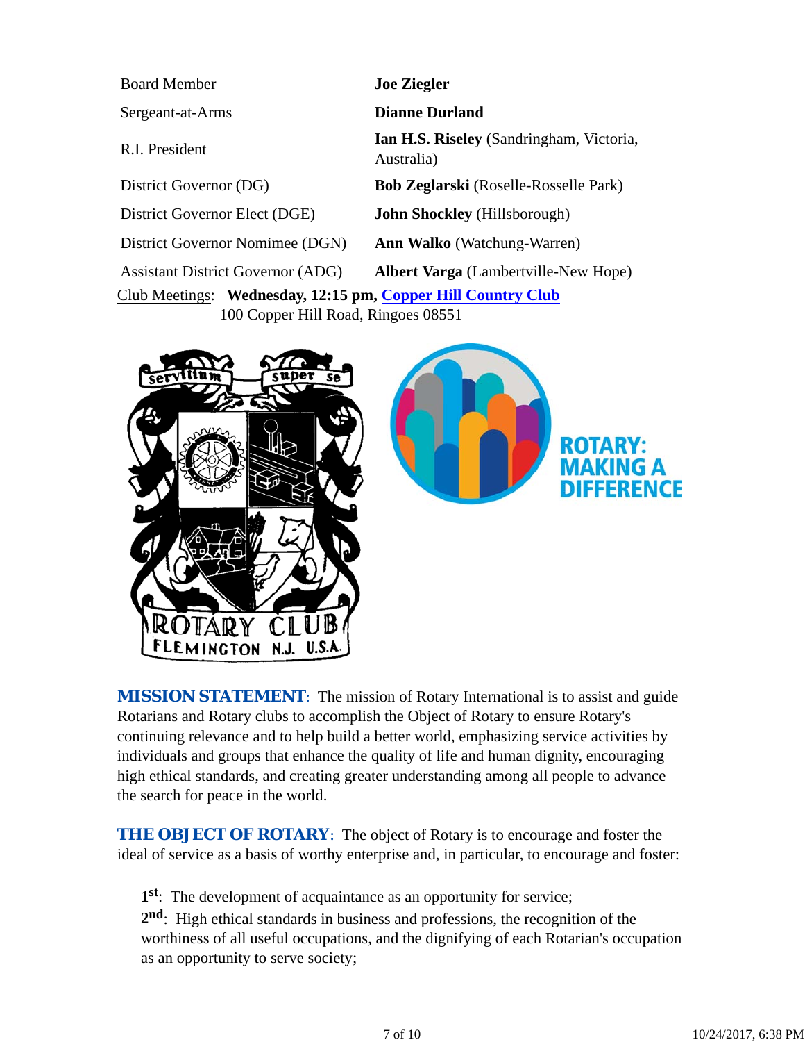| | |
|---|---|
| Board Member | **Joe Ziegler** |
| Sergeant-at-Arms | **Dianne Durland** |
| R.I. President | **Ian H.S. Riseley** (Sandringham, Victoria, Australia) |
| District Governor (DG) | **Bob Zeglarski** (Roselle-Rosselle Park) |
| District Governor Elect (DGE) | **John Shockley** (Hillsborough) |
| District Governor Nomimee (DGN) | **Ann Walko** (Watchung-Warren) |
| Assistant District Governor (ADG) | **Albert Varga** (Lambertville-New Hope) |

Club Meetings: **Wednesday, 12:15 pm, Copper Hill Country Club**
100 Copper Hill Road, Ringoes 08551

**MISSION STATEMENT**: The mission of Rotary International is to assist and guide Rotarians and Rotary clubs to accomplish the Object of Rotary to ensure Rotary's continuing relevance and to help build a better world, emphasizing service activities by individuals and groups that enhance the quality of life and human dignity, encouraging high ethical standards, and creating greater understanding among all people to advance the search for peace in the world.

**THE OBJECT OF ROTARY**: The object of Rotary is to encourage and foster the ideal of service as a basis of worthy enterprise and, in particular, to encourage and foster:

**1st**: The development of acquaintance as an opportunity for service;
**2nd**: High ethical standards in business and professions, the recognition of the worthiness of all useful occupations, and the dignifying of each Rotarian's occupation as an opportunity to serve society;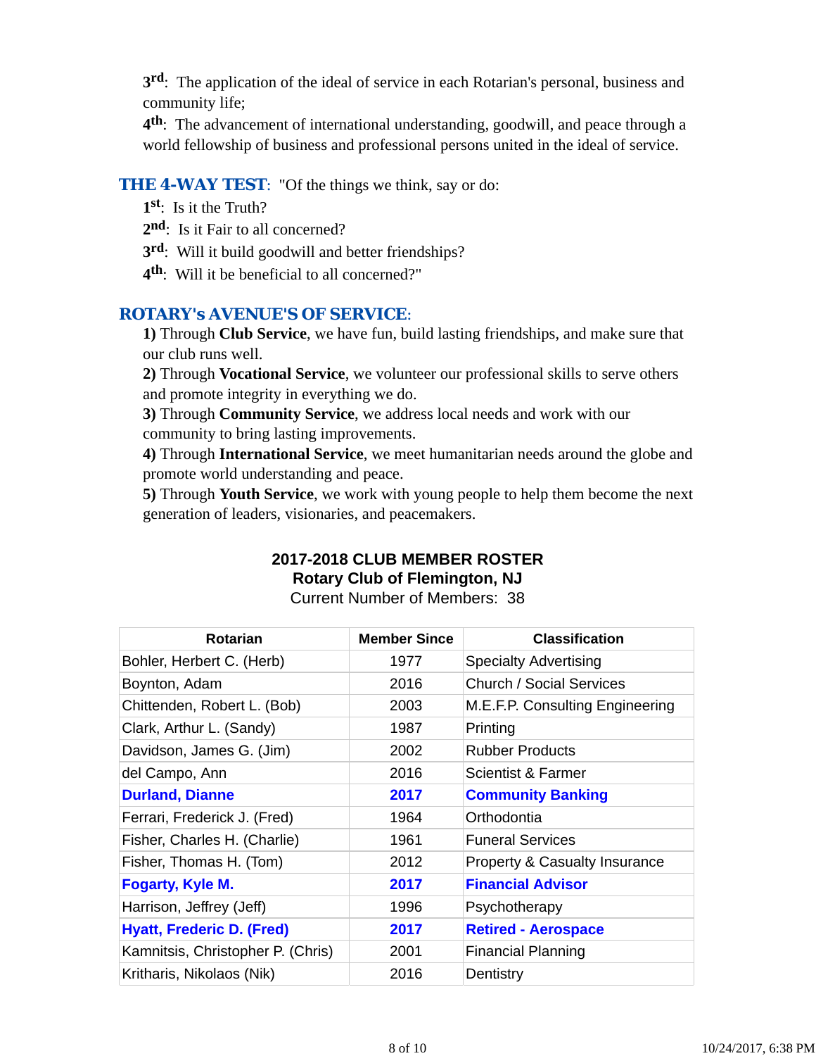**3rd**: The application of the ideal of service in each Rotarian's personal, business and community life;

**4th**: The advancement of international understanding, goodwill, and peace through a world fellowship of business and professional persons united in the ideal of service.

**THE 4-WAY TEST**: "Of the things we think, say or do:

**1st**: Is it the Truth?

**2nd**: Is it Fair to all concerned?

**3rd**: Will it build goodwill and better friendships?

**4th**: Will it be beneficial to all concerned?"

**ROTARY's AVENUE'S OF SERVICE**:

**1)** Through **Club Service**, we have fun, build lasting friendships, and make sure that our club runs well.

**2)** Through **Vocational Service**, we volunteer our professional skills to serve others and promote integrity in everything we do.

**3)** Through **Community Service**, we address local needs and work with our community to bring lasting improvements.

**4)** Through **International Service**, we meet humanitarian needs around the globe and promote world understanding and peace.

**5)** Through **Youth Service**, we work with young people to help them become the next generation of leaders, visionaries, and peacemakers.

**2017-2018 CLUB MEMBER ROSTER**
**Rotary Club of Flemington, NJ**
Current Number of Members: 38

| Rotarian | Member Since | Classification |
|---|---|---|
| Bohler, Herbert C. (Herb) | 1977 | Specialty Advertising |
| Boynton, Adam | 2016 | Church / Social Services |
| Chittenden, Robert L. (Bob) | 2003 | M.E.F.P. Consulting Engineering |
| Clark, Arthur L. (Sandy) | 1987 | Printing |
| Davidson, James G. (Jim) | 2002 | Rubber Products |
| del Campo, Ann | 2016 | Scientist & Farmer |
| **Durland, Dianne** | **2017** | **Community Banking** |
| Ferrari, Frederick J. (Fred) | 1964 | Orthodontia |
| Fisher, Charles H. (Charlie) | 1961 | Funeral Services |
| Fisher, Thomas H. (Tom) | 2012 | Property & Casualty Insurance |
| **Fogarty, Kyle M.** | **2017** | **Financial Advisor** |
| Harrison, Jeffrey (Jeff) | 1996 | Psychotherapy |
| **Hyatt, Frederic D. (Fred)** | **2017** | **Retired - Aerospace** |
| Kamnitsis, Christopher P. (Chris) | 2001 | Financial Planning |
| Kritharis, Nikolaos (Nik) | 2016 | Dentistry |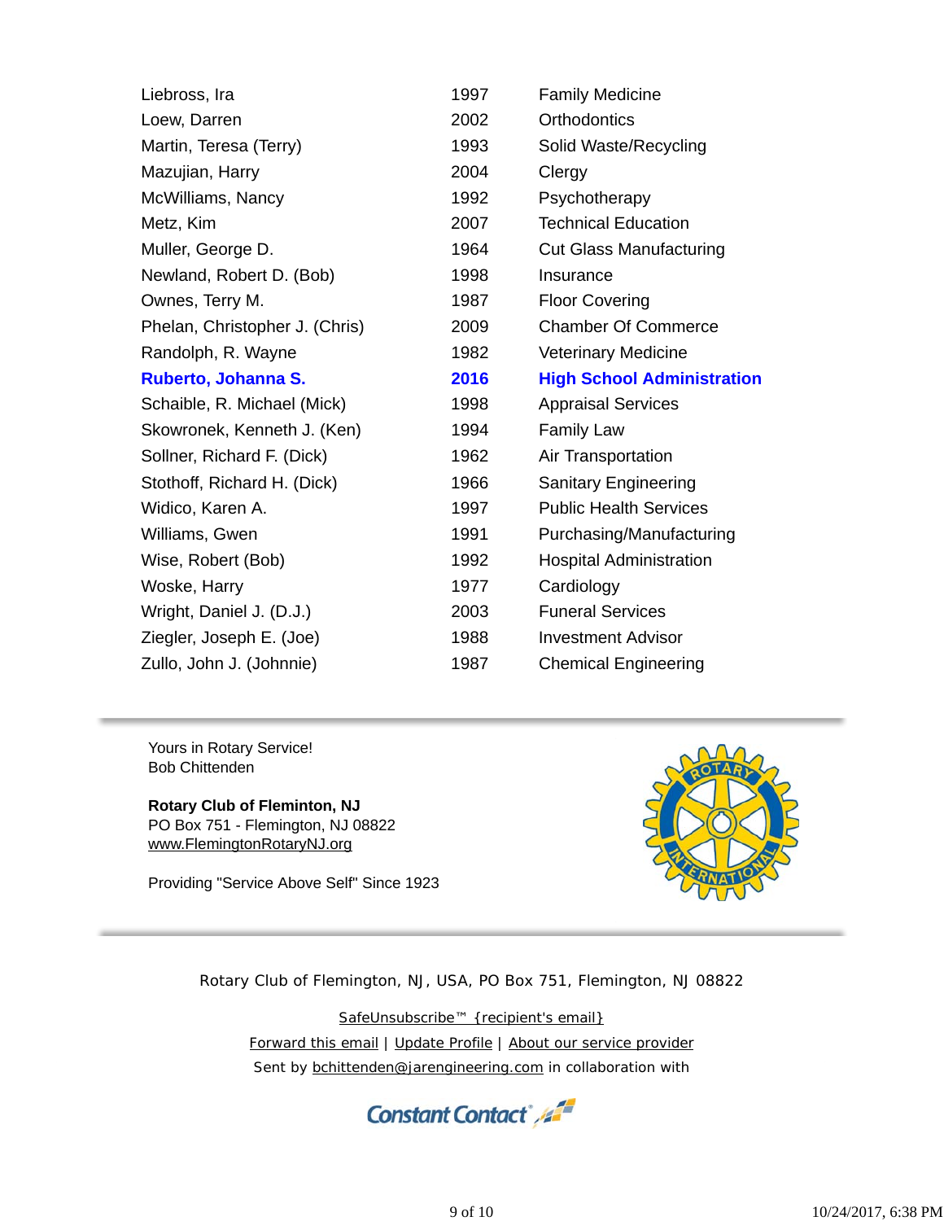| | | |
|---|---|---|
| Liebross, Ira | 1997 | Family Medicine |
| Loew, Darren | 2002 | Orthodontics |
| Martin, Teresa (Terry) | 1993 | Solid Waste/Recycling |
| Mazujian, Harry | 2004 | Clergy |
| McWilliams, Nancy | 1992 | Psychotherapy |
| Metz, Kim | 2007 | Technical Education |
| Muller, George D. | 1964 | Cut Glass Manufacturing |
| Newland, Robert D. (Bob) | 1998 | Insurance |
| Ownes, Terry M. | 1987 | Floor Covering |
| Phelan, Christopher J. (Chris) | 2009 | Chamber Of Commerce |
| Randolph, R. Wayne | 1982 | Veterinary Medicine |
| **Ruberto, Johanna S.** | **2016** | **High School Administration** |
| Schaible, R. Michael (Mick) | 1998 | Appraisal Services |
| Skowronek, Kenneth J. (Ken) | 1994 | Family Law |
| Sollner, Richard F. (Dick) | 1962 | Air Transportation |
| Stothoff, Richard H. (Dick) | 1966 | Sanitary Engineering |
| Widico, Karen A. | 1997 | Public Health Services |
| Williams, Gwen | 1991 | Purchasing/Manufacturing |
| Wise, Robert (Bob) | 1992 | Hospital Administration |
| Woske, Harry | 1977 | Cardiology |
| Wright, Daniel J. (D.J.) | 2003 | Funeral Services |
| Ziegler, Joseph E. (Joe) | 1988 | Investment Advisor |
| Zullo, John J. (Johnnie) | 1987 | Chemical Engineering |

---

Yours in Rotary Service!
Bob Chittenden

**Rotary Club of Fleminton, NJ**
PO Box 751 - Flemington, NJ 08822
www.FlemingtonRotaryNJ.org

Providing "Service Above Self" Since 1923

---

Rotary Club of Flemington, NJ, USA, PO Box 751, Flemington, NJ 08822

SafeUnsubscribe™ {recipient's email}

Forward this email | Update Profile | About our service provider

Sent by bchittenden@jarengineering.com in collaboration with

Constant Contact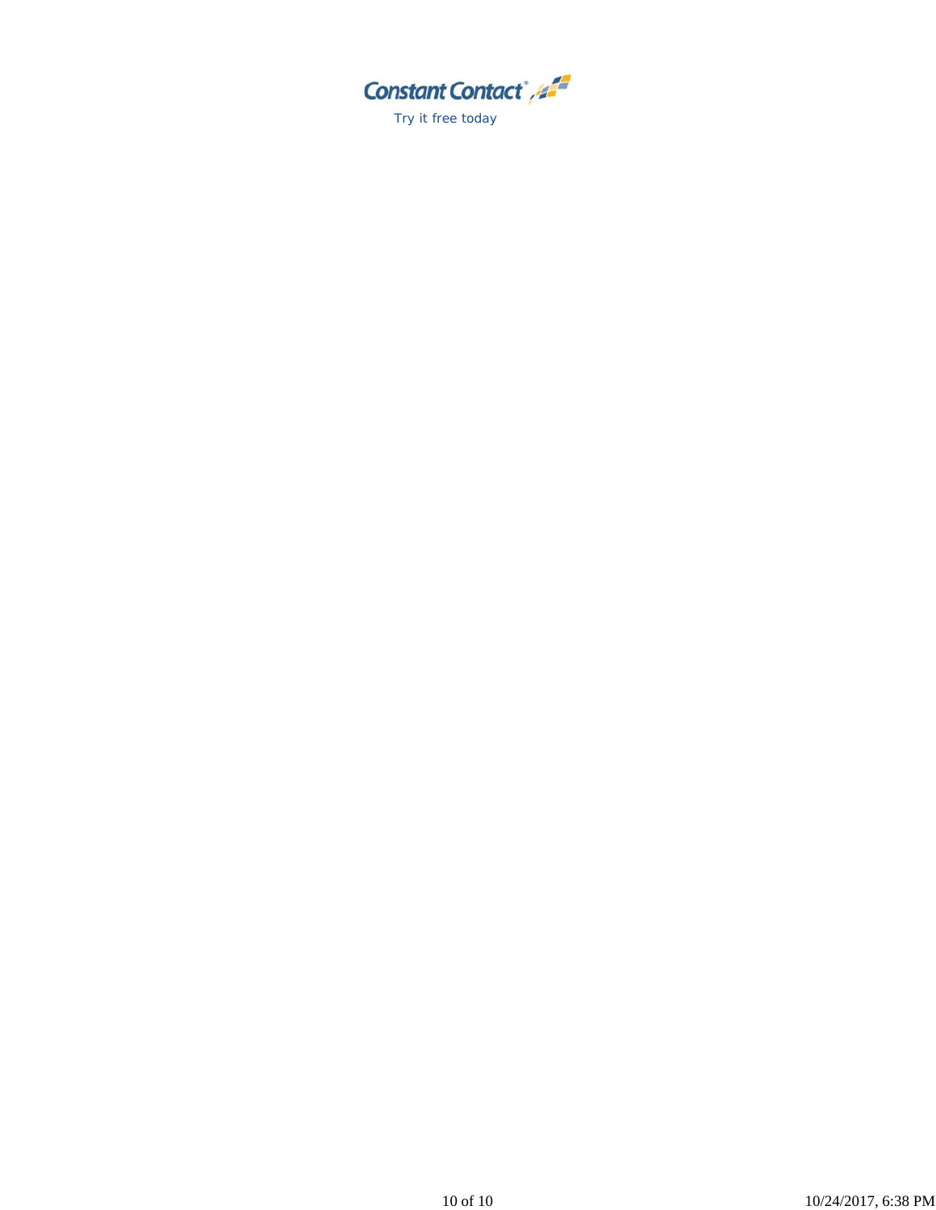Constant Contact

Try it free today